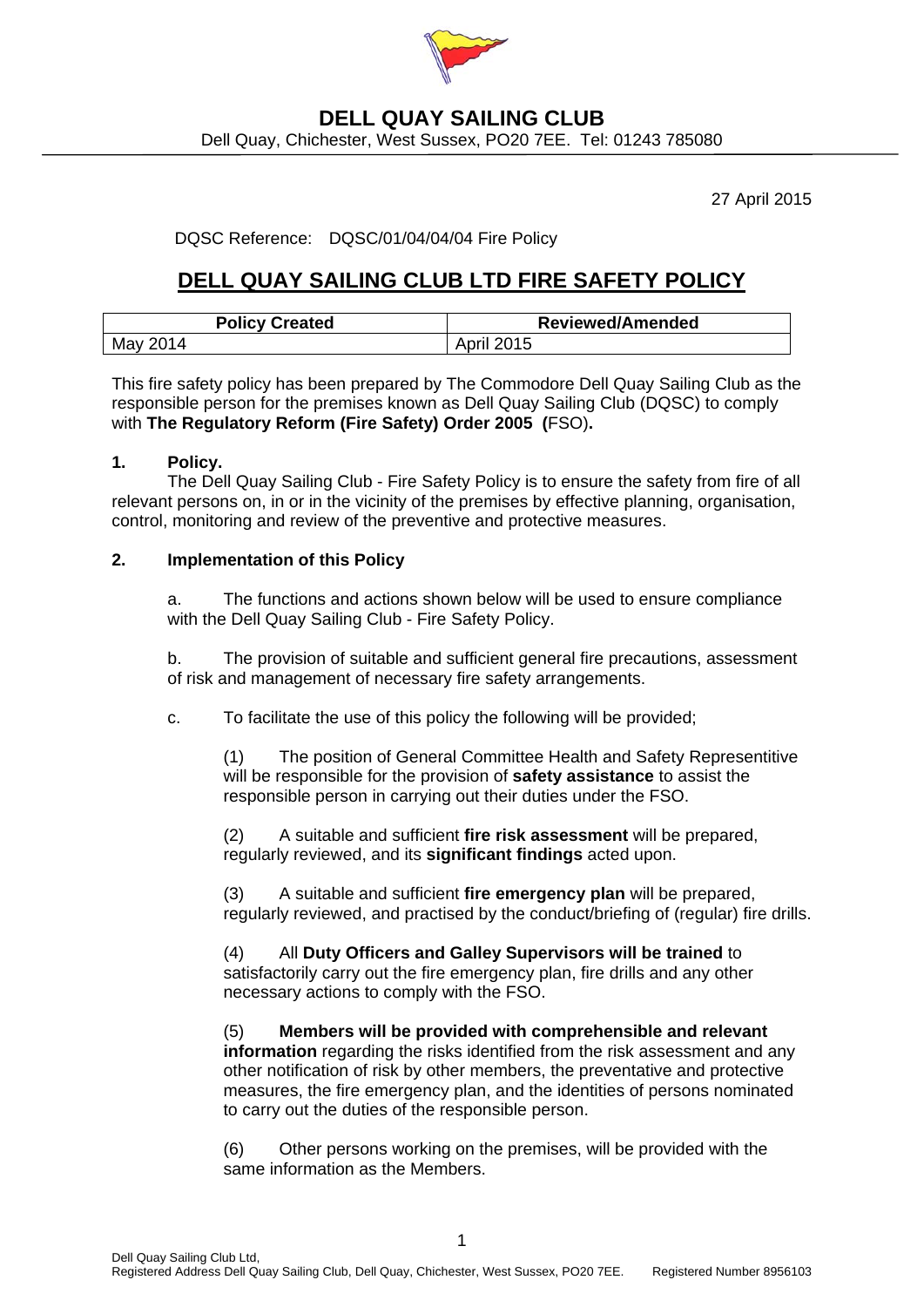# DELL QUAY SAILING CLUB

Dell Quay, Chichester, West Sussex, PO20 7EE. Tel: 01243 785080

27 April 2015

DQSC Reference: DQSC/01/04/04/04 Fire Policy

## DELL QUAY SAILING CLUB LTD FIRE SAFETY POLICY

| Policy Created | Reviewed/Amended |
|---|---|
| May 2014 | April 2015 |

This fire safety policy has been prepared by The Commodore Dell Quay Sailing Club as the responsible person for the premises known as Dell Quay Sailing Club (DQSC) to comply with **The Regulatory Reform (Fire Safety) Order 2005 (**FSO)**.**

### 1. Policy.

The Dell Quay Sailing Club - Fire Safety Policy is to ensure the safety from fire of all relevant persons on, in or in the vicinity of the premises by effective planning, organisation, control, monitoring and review of the preventive and protective measures.

### 2. Implementation of this Policy

a. The functions and actions shown below will be used to ensure compliance with the Dell Quay Sailing Club - Fire Safety Policy.

b. The provision of suitable and sufficient general fire precautions, assessment of risk and management of necessary fire safety arrangements.

c. To facilitate the use of this policy the following will be provided;

(1) The position of General Committee Health and Safety Representitive will be responsible for the provision of **safety assistance** to assist the responsible person in carrying out their duties under the FSO.

(2) A suitable and sufficient **fire risk assessment** will be prepared, regularly reviewed, and its **significant findings** acted upon.

(3) A suitable and sufficient **fire emergency plan** will be prepared, regularly reviewed, and practised by the conduct/briefing of (regular) fire drills.

(4) All **Duty Officers and Galley Supervisors will be trained** to satisfactorily carry out the fire emergency plan, fire drills and any other necessary actions to comply with the FSO.

(5) **Members will be provided with comprehensible and relevant information** regarding the risks identified from the risk assessment and any other notification of risk by other members, the preventative and protective measures, the fire emergency plan, and the identities of persons nominated to carry out the duties of the responsible person.

(6) Other persons working on the premises, will be provided with the same information as the Members.

Dell Quay Sailing Club Ltd,
Registered Address Dell Quay Sailing Club, Dell Quay, Chichester, West Sussex, PO20 7EE. Registered Number 8956103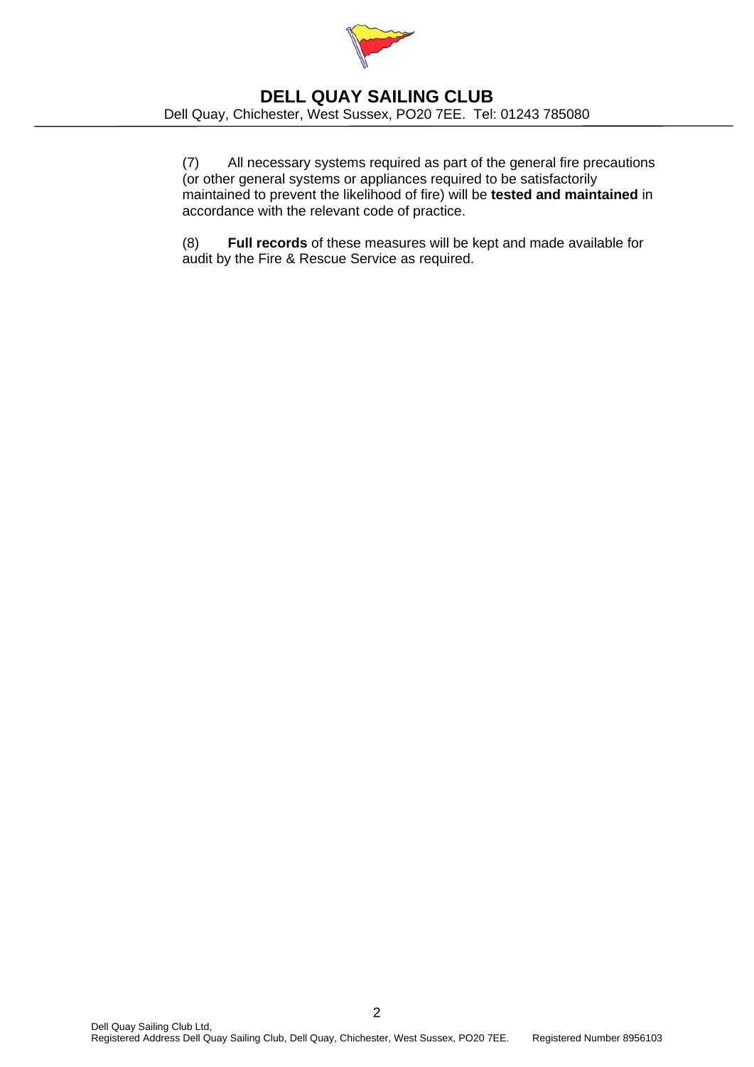(7) All necessary systems required as part of the general fire precautions (or other general systems or appliances required to be satisfactorily maintained to prevent the likelihood of fire) will be **tested and maintained** in accordance with the relevant code of practice.

(8) **Full records** of these measures will be kept and made available for audit by the Fire & Rescue Service as required.